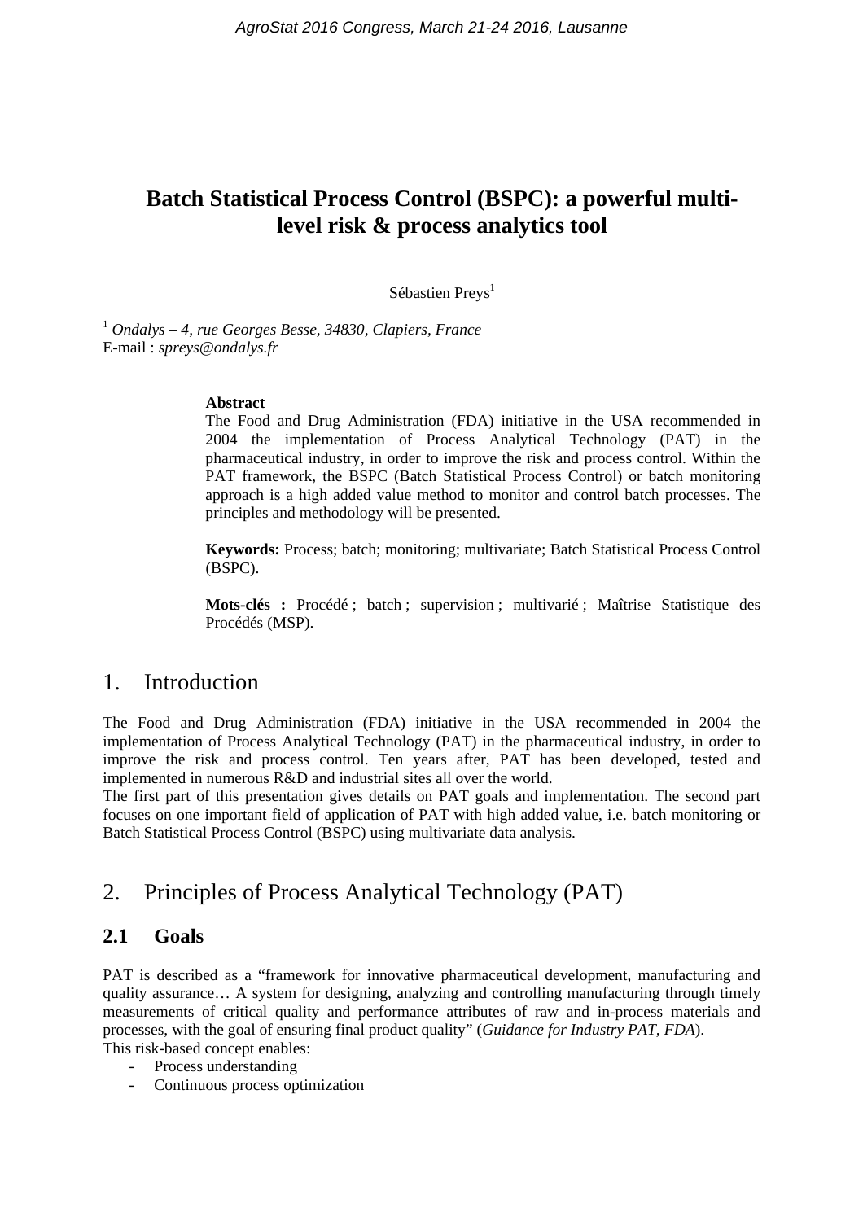# Batch Statistical Process Control (BSPC): a powerful multi-level risk & process analytics tool

Sébastien Preys[1]

[1] *Ondalys – 4, rue Georges Besse, 34830, Clapiers, France*
E-mail : *spreys@ondalys.fr*

**Abstract**
The Food and Drug Administration (FDA) initiative in the USA recommended in 2004 the implementation of Process Analytical Technology (PAT) in the pharmaceutical industry, in order to improve the risk and process control. Within the PAT framework, the BSPC (Batch Statistical Process Control) or batch monitoring approach is a high added value method to monitor and control batch processes. The principles and methodology will be presented.

**Keywords:** Process; batch; monitoring; multivariate; Batch Statistical Process Control (BSPC).

**Mots-clés :** Procédé ; batch ; supervision ; multivarié ; Maîtrise Statistique des Procédés (MSP).

## 1. Introduction

The Food and Drug Administration (FDA) initiative in the USA recommended in 2004 the implementation of Process Analytical Technology (PAT) in the pharmaceutical industry, in order to improve the risk and process control. Ten years after, PAT has been developed, tested and implemented in numerous R&D and industrial sites all over the world.
The first part of this presentation gives details on PAT goals and implementation. The second part focuses on one important field of application of PAT with high added value, i.e. batch monitoring or Batch Statistical Process Control (BSPC) using multivariate data analysis.

## 2. Principles of Process Analytical Technology (PAT)

### 2.1 Goals

PAT is described as a "framework for innovative pharmaceutical development, manufacturing and quality assurance… A system for designing, analyzing and controlling manufacturing through timely measurements of critical quality and performance attributes of raw and in-process materials and processes, with the goal of ensuring final product quality" (*Guidance for Industry PAT, FDA*).
This risk-based concept enables:

- Process understanding
- Continuous process optimization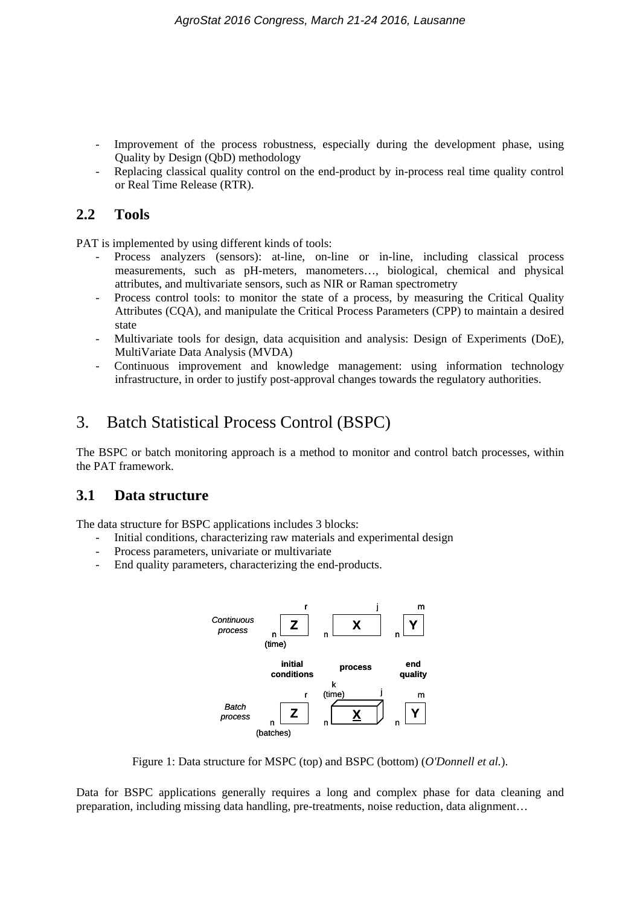- Improvement of the process robustness, especially during the development phase, using Quality by Design (QbD) methodology
- Replacing classical quality control on the end-product by in-process real time quality control or Real Time Release (RTR).

## 2.2 Tools

PAT is implemented by using different kinds of tools:

- Process analyzers (sensors): at-line, on-line or in-line, including classical process measurements, such as pH-meters, manometers…, biological, chemical and physical attributes, and multivariate sensors, such as NIR or Raman spectrometry
- Process control tools: to monitor the state of a process, by measuring the Critical Quality Attributes (CQA), and manipulate the Critical Process Parameters (CPP) to maintain a desired state
- Multivariate tools for design, data acquisition and analysis: Design of Experiments (DoE), MultiVariate Data Analysis (MVDA)
- Continuous improvement and knowledge management: using information technology infrastructure, in order to justify post-approval changes towards the regulatory authorities.

# 3. Batch Statistical Process Control (BSPC)

The BSPC or batch monitoring approach is a method to monitor and control batch processes, within the PAT framework.

## 3.1 Data structure

The data structure for BSPC applications includes 3 blocks:

- Initial conditions, characterizing raw materials and experimental design
- Process parameters, univariate or multivariate
- End quality parameters, characterizing the end-products.

Figure 1: Data structure for MSPC (top) and BSPC (bottom) (*O'Donnell et al.*).

Data for BSPC applications generally requires a long and complex phase for data cleaning and preparation, including missing data handling, pre-treatments, noise reduction, data alignment…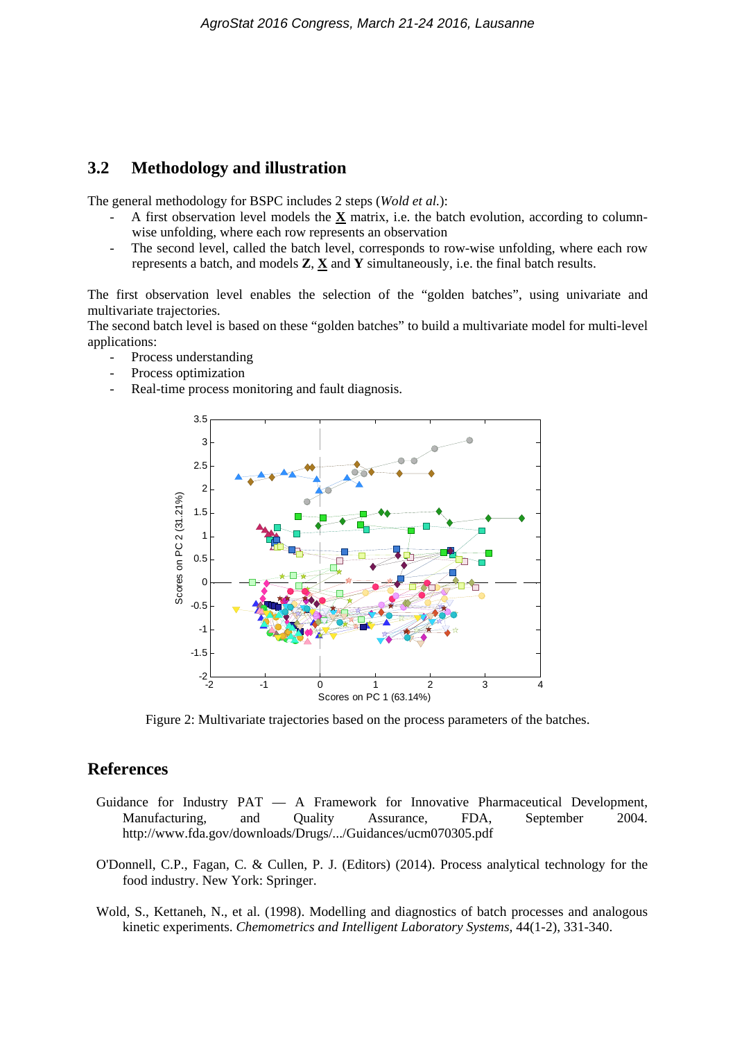## 3.2 Methodology and illustration

The general methodology for BSPC includes 2 steps (*Wold et al.*):

- A first observation level models the **X** matrix, i.e. the batch evolution, according to column-wise unfolding, where each row represents an observation
- The second level, called the batch level, corresponds to row-wise unfolding, where each row represents a batch, and models **Z**, **X** and **Y** simultaneously, i.e. the final batch results.

The first observation level enables the selection of the "golden batches", using univariate and multivariate trajectories.

The second batch level is based on these "golden batches" to build a multivariate model for multi-level applications:

- Process understanding
- Process optimization
- Real-time process monitoring and fault diagnosis.

Scores on PC 2 (31.21%)

Scores on PC 1 (63.14%)

3.5
3
2.5
2
1.5
1
0.5
0
-0.5
-1
-1.5
-2

-2
-1
0
1
2
3
4

Figure 2: Multivariate trajectories based on the process parameters of the batches.

## References

Guidance for Industry PAT — A Framework for Innovative Pharmaceutical Development, Manufacturing, and Quality Assurance, FDA, September 2004. http://www.fda.gov/downloads/Drugs/.../Guidances/ucm070305.pdf

O'Donnell, C.P., Fagan, C. & Cullen, P. J. (Editors) (2014). Process analytical technology for the food industry. New York: Springer.

Wold, S., Kettaneh, N., et al. (1998). Modelling and diagnostics of batch processes and analogous kinetic experiments. *Chemometrics and Intelligent Laboratory Systems*, 44(1-2), 331-340.